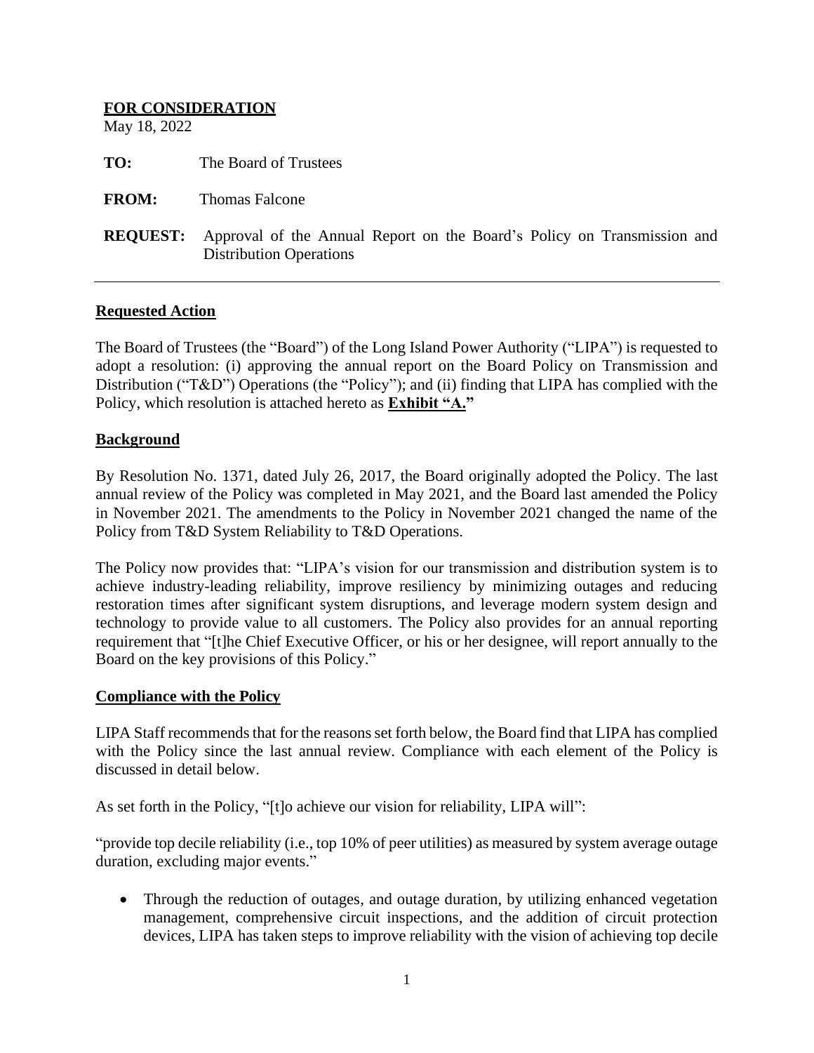**FOR CONSIDERATION**

May 18, 2022

**TO:** The Board of Trustees

**FROM:** Thomas Falcone

**REQUEST:** Approval of the Annual Report on the Board's Policy on Transmission and Distribution Operations

---

## Requested Action

The Board of Trustees (the "Board") of the Long Island Power Authority ("LIPA") is requested to adopt a resolution: (i) approving the annual report on the Board Policy on Transmission and Distribution ("T&D") Operations (the "Policy"); and (ii) finding that LIPA has complied with the Policy, which resolution is attached hereto as **Exhibit "A."**

## Background

By Resolution No. 1371, dated July 26, 2017, the Board originally adopted the Policy. The last annual review of the Policy was completed in May 2021, and the Board last amended the Policy in November 2021. The amendments to the Policy in November 2021 changed the name of the Policy from T&D System Reliability to T&D Operations.

The Policy now provides that: "LIPA's vision for our transmission and distribution system is to achieve industry-leading reliability, improve resiliency by minimizing outages and reducing restoration times after significant system disruptions, and leverage modern system design and technology to provide value to all customers. The Policy also provides for an annual reporting requirement that "[t]he Chief Executive Officer, or his or her designee, will report annually to the Board on the key provisions of this Policy."

## Compliance with the Policy

LIPA Staff recommends that for the reasons set forth below, the Board find that LIPA has complied with the Policy since the last annual review. Compliance with each element of the Policy is discussed in detail below.

As set forth in the Policy, "[t]o achieve our vision for reliability, LIPA will":

"provide top decile reliability (i.e., top 10% of peer utilities) as measured by system average outage duration, excluding major events."

- Through the reduction of outages, and outage duration, by utilizing enhanced vegetation management, comprehensive circuit inspections, and the addition of circuit protection devices, LIPA has taken steps to improve reliability with the vision of achieving top decile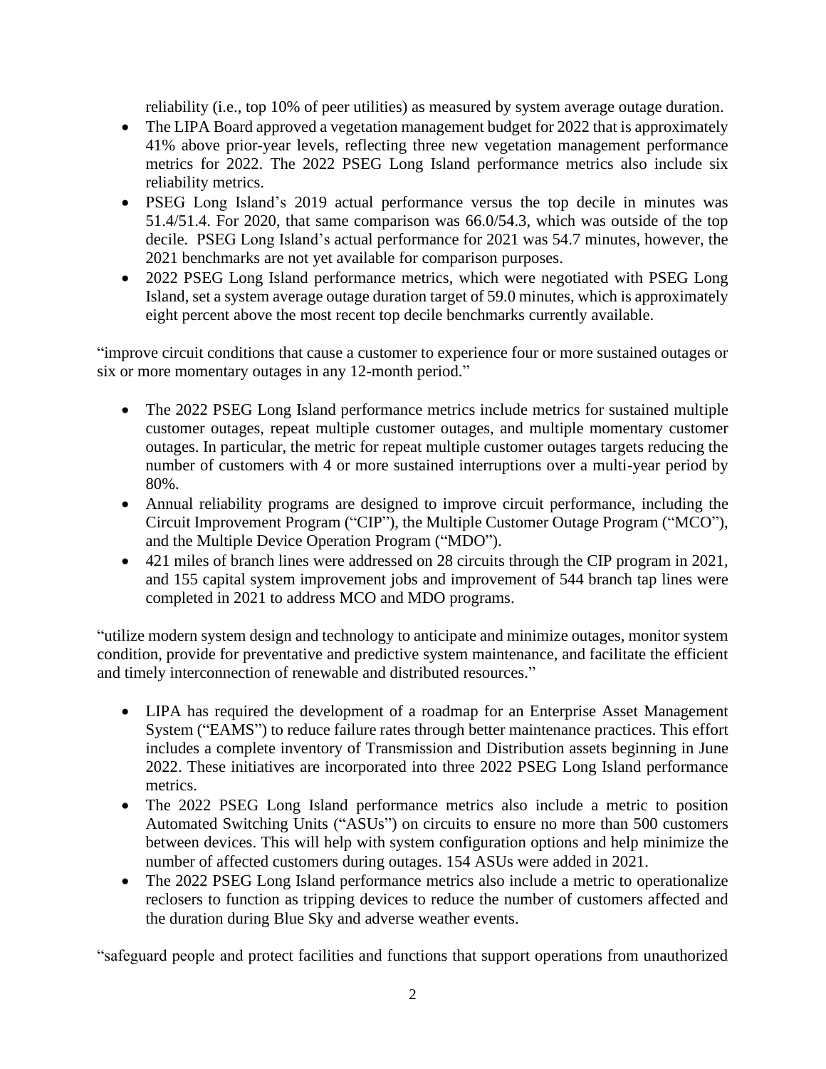reliability (i.e., top 10% of peer utilities) as measured by system average outage duration.

- The LIPA Board approved a vegetation management budget for 2022 that is approximately 41% above prior-year levels, reflecting three new vegetation management performance metrics for 2022. The 2022 PSEG Long Island performance metrics also include six reliability metrics.
- PSEG Long Island's 2019 actual performance versus the top decile in minutes was 51.4/51.4. For 2020, that same comparison was 66.0/54.3, which was outside of the top decile. PSEG Long Island's actual performance for 2021 was 54.7 minutes, however, the 2021 benchmarks are not yet available for comparison purposes.
- 2022 PSEG Long Island performance metrics, which were negotiated with PSEG Long Island, set a system average outage duration target of 59.0 minutes, which is approximately eight percent above the most recent top decile benchmarks currently available.

"improve circuit conditions that cause a customer to experience four or more sustained outages or six or more momentary outages in any 12-month period."

- The 2022 PSEG Long Island performance metrics include metrics for sustained multiple customer outages, repeat multiple customer outages, and multiple momentary customer outages. In particular, the metric for repeat multiple customer outages targets reducing the number of customers with 4 or more sustained interruptions over a multi-year period by 80%.
- Annual reliability programs are designed to improve circuit performance, including the Circuit Improvement Program ("CIP"), the Multiple Customer Outage Program ("MCO"), and the Multiple Device Operation Program ("MDO").
- 421 miles of branch lines were addressed on 28 circuits through the CIP program in 2021, and 155 capital system improvement jobs and improvement of 544 branch tap lines were completed in 2021 to address MCO and MDO programs.

"utilize modern system design and technology to anticipate and minimize outages, monitor system condition, provide for preventative and predictive system maintenance, and facilitate the efficient and timely interconnection of renewable and distributed resources."

- LIPA has required the development of a roadmap for an Enterprise Asset Management System ("EAMS") to reduce failure rates through better maintenance practices. This effort includes a complete inventory of Transmission and Distribution assets beginning in June 2022. These initiatives are incorporated into three 2022 PSEG Long Island performance metrics.
- The 2022 PSEG Long Island performance metrics also include a metric to position Automated Switching Units ("ASUs") on circuits to ensure no more than 500 customers between devices. This will help with system configuration options and help minimize the number of affected customers during outages. 154 ASUs were added in 2021.
- The 2022 PSEG Long Island performance metrics also include a metric to operationalize reclosers to function as tripping devices to reduce the number of customers affected and the duration during Blue Sky and adverse weather events.

"safeguard people and protect facilities and functions that support operations from unauthorized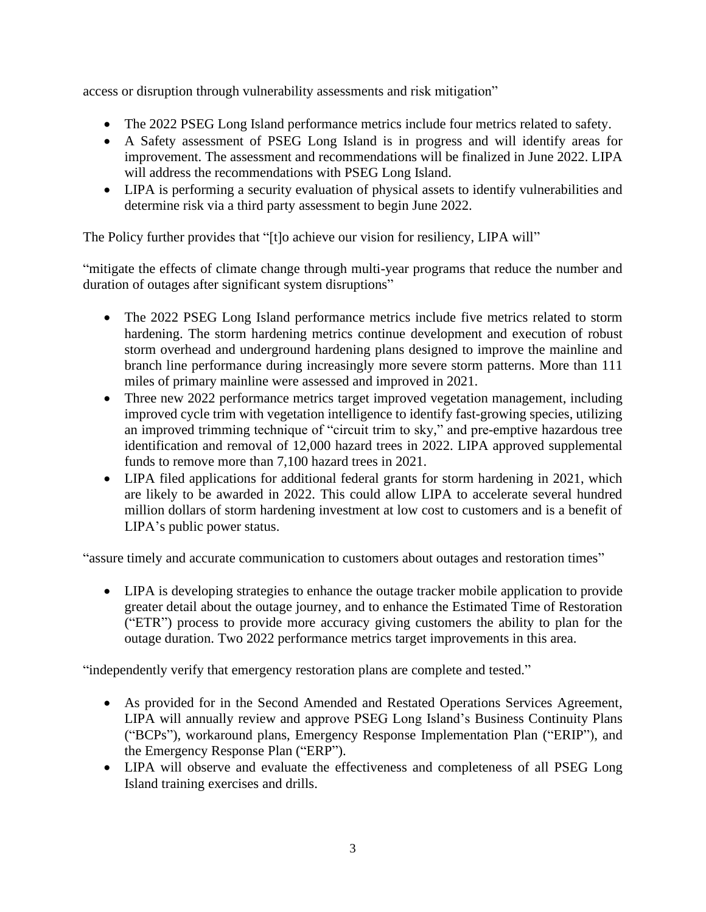access or disruption through vulnerability assessments and risk mitigation"

- The 2022 PSEG Long Island performance metrics include four metrics related to safety.
- A Safety assessment of PSEG Long Island is in progress and will identify areas for improvement. The assessment and recommendations will be finalized in June 2022. LIPA will address the recommendations with PSEG Long Island.
- LIPA is performing a security evaluation of physical assets to identify vulnerabilities and determine risk via a third party assessment to begin June 2022.

The Policy further provides that "[t]o achieve our vision for resiliency, LIPA will"

"mitigate the effects of climate change through multi-year programs that reduce the number and duration of outages after significant system disruptions"

- The 2022 PSEG Long Island performance metrics include five metrics related to storm hardening. The storm hardening metrics continue development and execution of robust storm overhead and underground hardening plans designed to improve the mainline and branch line performance during increasingly more severe storm patterns. More than 111 miles of primary mainline were assessed and improved in 2021.
- Three new 2022 performance metrics target improved vegetation management, including improved cycle trim with vegetation intelligence to identify fast-growing species, utilizing an improved trimming technique of "circuit trim to sky," and pre-emptive hazardous tree identification and removal of 12,000 hazard trees in 2022. LIPA approved supplemental funds to remove more than 7,100 hazard trees in 2021.
- LIPA filed applications for additional federal grants for storm hardening in 2021, which are likely to be awarded in 2022. This could allow LIPA to accelerate several hundred million dollars of storm hardening investment at low cost to customers and is a benefit of LIPA's public power status.

"assure timely and accurate communication to customers about outages and restoration times"

- LIPA is developing strategies to enhance the outage tracker mobile application to provide greater detail about the outage journey, and to enhance the Estimated Time of Restoration ("ETR") process to provide more accuracy giving customers the ability to plan for the outage duration. Two 2022 performance metrics target improvements in this area.

"independently verify that emergency restoration plans are complete and tested."

- As provided for in the Second Amended and Restated Operations Services Agreement, LIPA will annually review and approve PSEG Long Island's Business Continuity Plans ("BCPs"), workaround plans, Emergency Response Implementation Plan ("ERIP"), and the Emergency Response Plan ("ERP").
- LIPA will observe and evaluate the effectiveness and completeness of all PSEG Long Island training exercises and drills.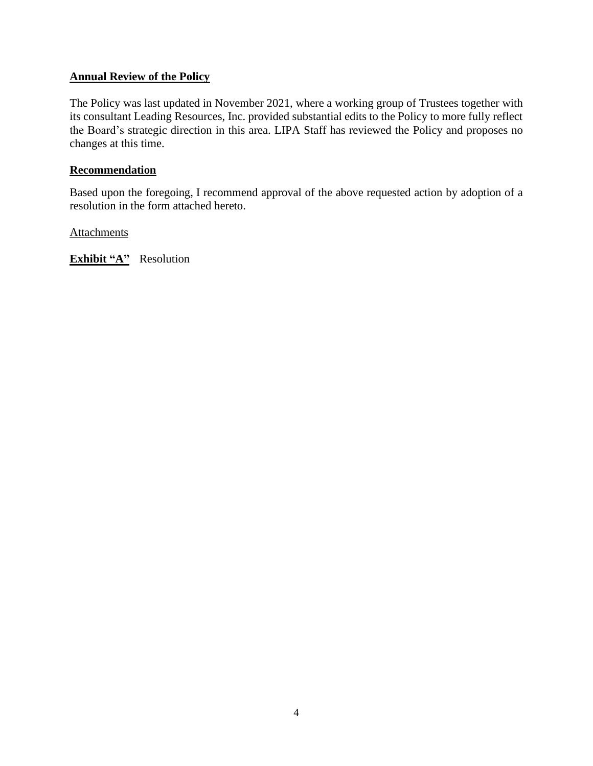**Annual Review of the Policy**

The Policy was last updated in November 2021, where a working group of Trustees together with its consultant Leading Resources, Inc. provided substantial edits to the Policy to more fully reflect the Board's strategic direction in this area. LIPA Staff has reviewed the Policy and proposes no changes at this time.

**Recommendation**

Based upon the foregoing, I recommend approval of the above requested action by adoption of a resolution in the form attached hereto.

Attachments

**Exhibit "A"** Resolution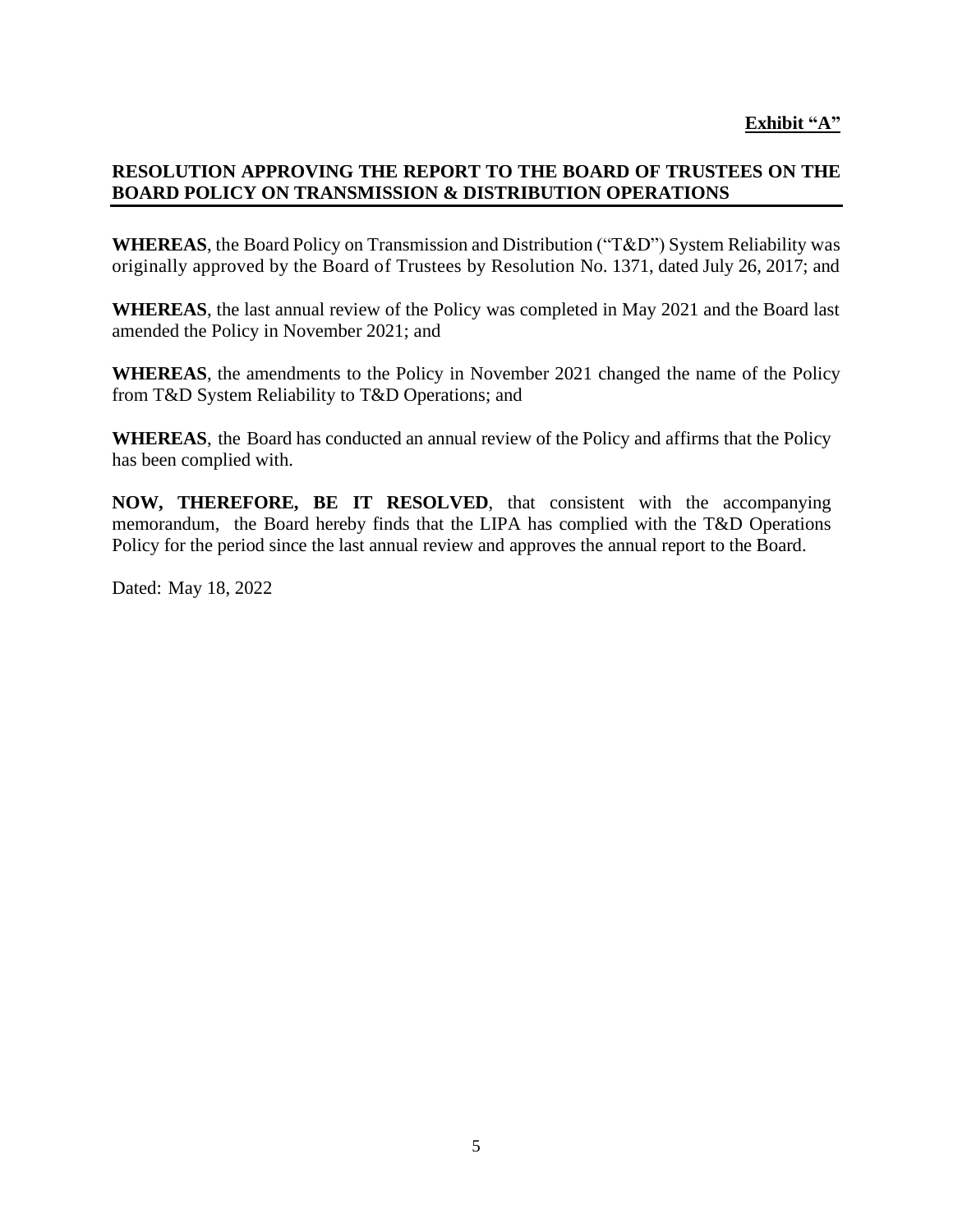**Exhibit "A"**

## RESOLUTION APPROVING THE REPORT TO THE BOARD OF TRUSTEES ON THE BOARD POLICY ON TRANSMISSION & DISTRIBUTION OPERATIONS

**WHEREAS**, the Board Policy on Transmission and Distribution ("T&D") System Reliability was originally approved by the Board of Trustees by Resolution No. 1371, dated July 26, 2017; and

**WHEREAS**, the last annual review of the Policy was completed in May 2021 and the Board last amended the Policy in November 2021; and

**WHEREAS**, the amendments to the Policy in November 2021 changed the name of the Policy from T&D System Reliability to T&D Operations; and

**WHEREAS**, the Board has conducted an annual review of the Policy and affirms that the Policy has been complied with.

**NOW, THEREFORE, BE IT RESOLVED**, that consistent with the accompanying memorandum, the Board hereby finds that the LIPA has complied with the T&D Operations Policy for the period since the last annual review and approves the annual report to the Board.

Dated: May 18, 2022